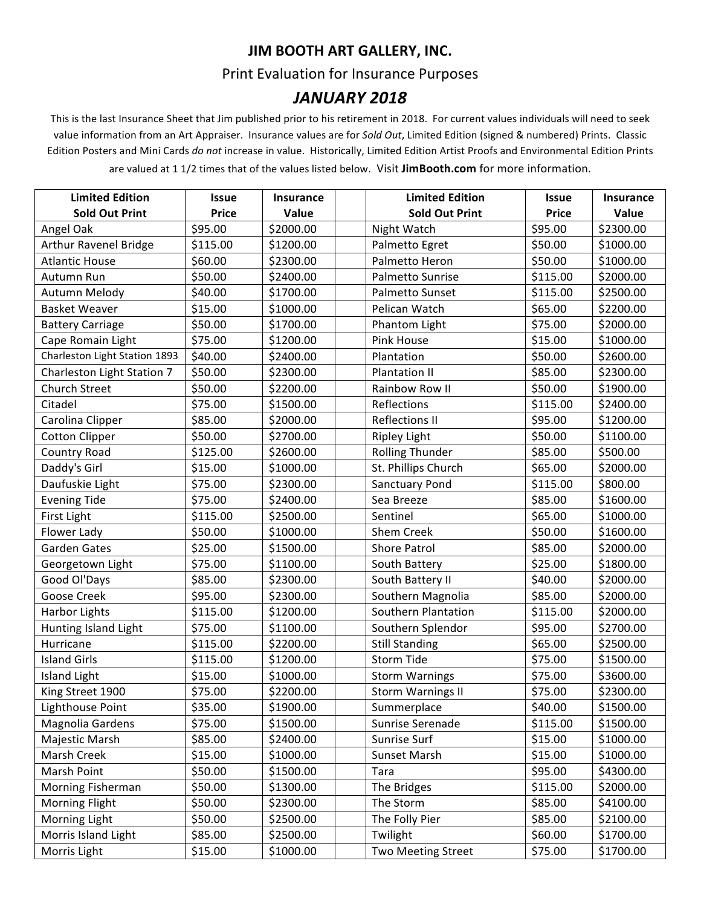# JIM BOOTH ART GALLERY, INC.

## Print Evaluation for Insurance Purposes

## *JANUARY 2018*

This is the last Insurance Sheet that Jim published prior to his retirement in 2018. For current values individuals will need to seek value information from an Art Appraiser. Insurance values are for *Sold Out*, Limited Edition (signed & numbered) Prints. Classic Edition Posters and Mini Cards *do not* increase in value. Historically, Limited Edition Artist Proofs and Environmental Edition Prints are valued at 1 1/2 times that of the values listed below. Visit **JimBooth.com** for more information.

| Limited Edition Sold Out Print | Issue Price | Insurance Value | | Limited Edition Sold Out Print | Issue Price | Insurance Value |
|---|---|---|---|---|---|---|
| Angel Oak | $95.00 | $2000.00 | | Night Watch | $95.00 | $2300.00 |
| Arthur Ravenel Bridge | $115.00 | $1200.00 | | Palmetto Egret | $50.00 | $1000.00 |
| Atlantic House | $60.00 | $2300.00 | | Palmetto Heron | $50.00 | $1000.00 |
| Autumn Run | $50.00 | $2400.00 | | Palmetto Sunrise | $115.00 | $2000.00 |
| Autumn Melody | $40.00 | $1700.00 | | Palmetto Sunset | $115.00 | $2500.00 |
| Basket Weaver | $15.00 | $1000.00 | | Pelican Watch | $65.00 | $2200.00 |
| Battery Carriage | $50.00 | $1700.00 | | Phantom Light | $75.00 | $2000.00 |
| Cape Romain Light | $75.00 | $1200.00 | | Pink House | $15.00 | $1000.00 |
| Charleston Light Station 1893 | $40.00 | $2400.00 | | Plantation | $50.00 | $2600.00 |
| Charleston Light Station 7 | $50.00 | $2300.00 | | Plantation II | $85.00 | $2300.00 |
| Church Street | $50.00 | $2200.00 | | Rainbow Row II | $50.00 | $1900.00 |
| Citadel | $75.00 | $1500.00 | | Reflections | $115.00 | $2400.00 |
| Carolina Clipper | $85.00 | $2000.00 | | Reflections II | $95.00 | $1200.00 |
| Cotton Clipper | $50.00 | $2700.00 | | Ripley Light | $50.00 | $1100.00 |
| Country Road | $125.00 | $2600.00 | | Rolling Thunder | $85.00 | $500.00 |
| Daddy's Girl | $15.00 | $1000.00 | | St. Phillips Church | $65.00 | $2000.00 |
| Daufuskie Light | $75.00 | $2300.00 | | Sanctuary Pond | $115.00 | $800.00 |
| Evening Tide | $75.00 | $2400.00 | | Sea Breeze | $85.00 | $1600.00 |
| First Light | $115.00 | $2500.00 | | Sentinel | $65.00 | $1000.00 |
| Flower Lady | $50.00 | $1000.00 | | Shem Creek | $50.00 | $1600.00 |
| Garden Gates | $25.00 | $1500.00 | | Shore Patrol | $85.00 | $2000.00 |
| Georgetown Light | $75.00 | $1100.00 | | South Battery | $25.00 | $1800.00 |
| Good Ol'Days | $85.00 | $2300.00 | | South Battery II | $40.00 | $2000.00 |
| Goose Creek | $95.00 | $2300.00 | | Southern Magnolia | $85.00 | $2000.00 |
| Harbor Lights | $115.00 | $1200.00 | | Southern Plantation | $115.00 | $2000.00 |
| Hunting Island Light | $75.00 | $1100.00 | | Southern Splendor | $95.00 | $2700.00 |
| Hurricane | $115.00 | $2200.00 | | Still Standing | $65.00 | $2500.00 |
| Island Girls | $115.00 | $1200.00 | | Storm Tide | $75.00 | $1500.00 |
| Island Light | $15.00 | $1000.00 | | Storm Warnings | $75.00 | $3600.00 |
| King Street 1900 | $75.00 | $2200.00 | | Storm Warnings II | $75.00 | $2300.00 |
| Lighthouse Point | $35.00 | $1900.00 | | Summerplace | $40.00 | $1500.00 |
| Magnolia Gardens | $75.00 | $1500.00 | | Sunrise Serenade | $115.00 | $1500.00 |
| Majestic Marsh | $85.00 | $2400.00 | | Sunrise Surf | $15.00 | $1000.00 |
| Marsh Creek | $15.00 | $1000.00 | | Sunset Marsh | $15.00 | $1000.00 |
| Marsh Point | $50.00 | $1500.00 | | Tara | $95.00 | $4300.00 |
| Morning Fisherman | $50.00 | $1300.00 | | The Bridges | $115.00 | $2000.00 |
| Morning Flight | $50.00 | $2300.00 | | The Storm | $85.00 | $4100.00 |
| Morning Light | $50.00 | $2500.00 | | The Folly Pier | $85.00 | $2100.00 |
| Morris Island Light | $85.00 | $2500.00 | | Twilight | $60.00 | $1700.00 |
| Morris Light | $15.00 | $1000.00 | | Two Meeting Street | $75.00 | $1700.00 |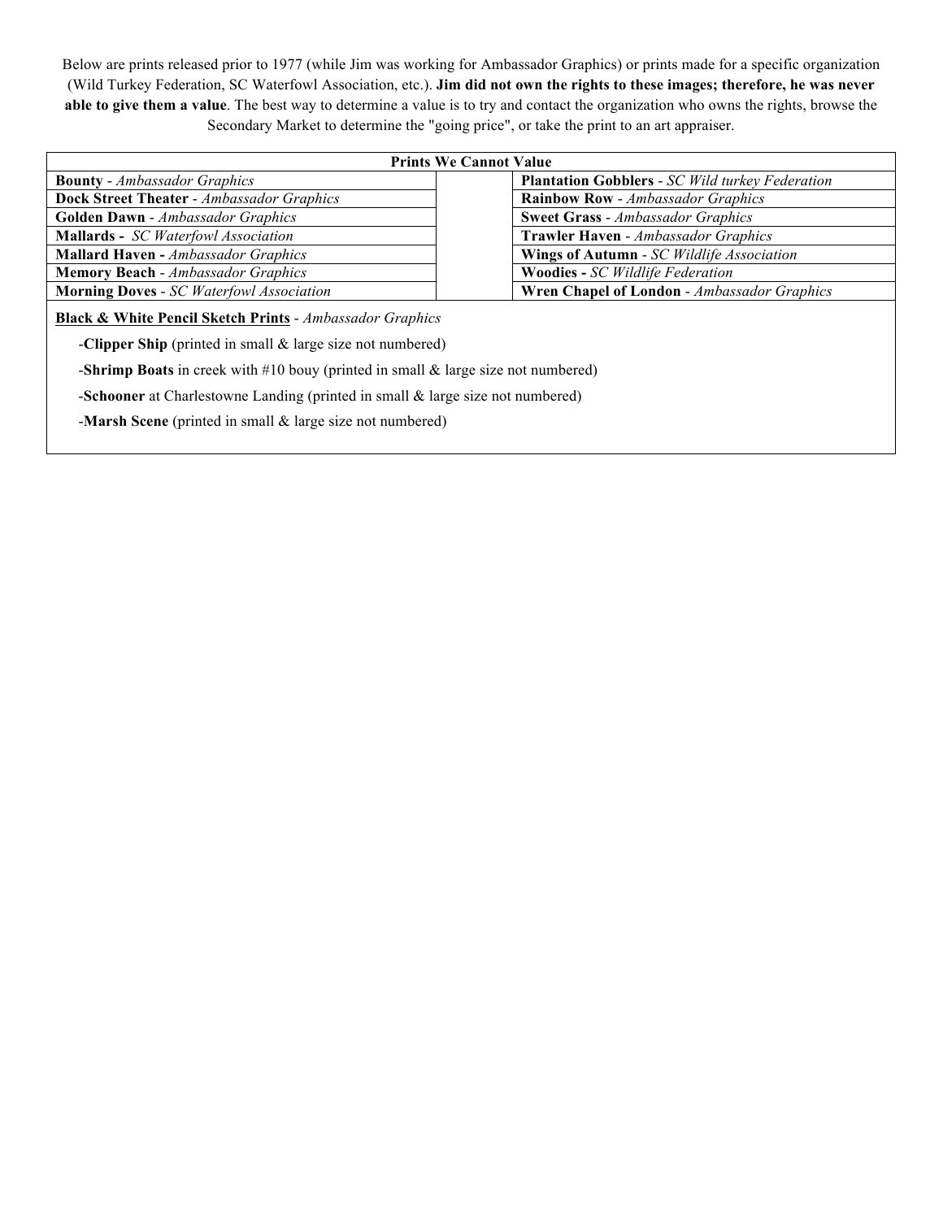Below are prints released prior to 1977 (while Jim was working for Ambassador Graphics) or prints made for a specific organization (Wild Turkey Federation, SC Waterfowl Association, etc.). **Jim did not own the rights to these images; therefore, he was never able to give them a value**. The best way to determine a value is to try and contact the organization who owns the rights, browse the Secondary Market to determine the "going price", or take the print to an art appraiser.

| Prints We Cannot Value | | |
|---|---|---|
| **Bounty** - *Ambassador Graphics* | | **Plantation Gobblers** - *SC Wild turkey Federation* |
| **Dock Street Theater** - *Ambassador Graphics* | | **Rainbow Row** - *Ambassador Graphics* |
| **Golden Dawn** - *Ambassador Graphics* | | **Sweet Grass** - *Ambassador Graphics* |
| **Mallards -** *SC Waterfowl Association* | | **Trawler Haven** - *Ambassador Graphics* |
| **Mallard Haven -** *Ambassador Graphics* | | **Wings of Autumn** - *SC Wildlife Association* |
| **Memory Beach** - *Ambassador Graphics* | | **Woodies -** *SC Wildlife Federation* |
| **Morning Doves** - *SC Waterfowl Association* | | **Wren Chapel of London** - *Ambassador Graphics* |

**Black & White Pencil Sketch Prints** - *Ambassador Graphics*

-**Clipper Ship** (printed in small & large size not numbered)

-**Shrimp Boats** in creek with #10 bouy (printed in small & large size not numbered)

-**Schooner** at Charlestowne Landing (printed in small & large size not numbered)

-**Marsh Scene** (printed in small & large size not numbered)